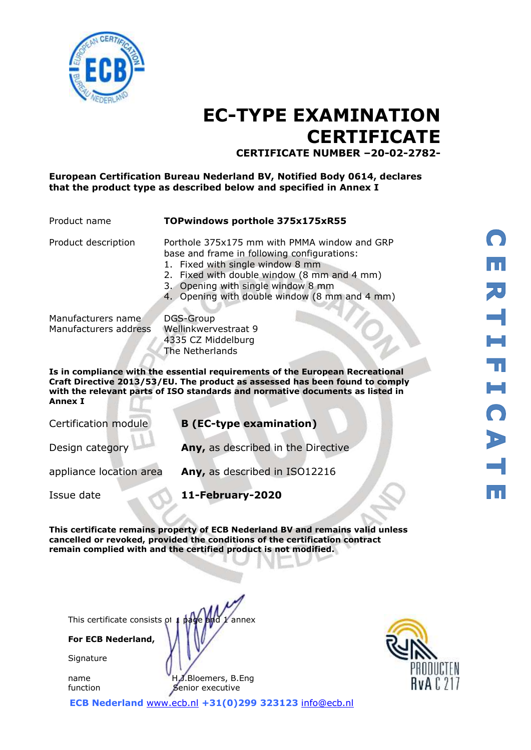# EC-TYPE EXAMINATION CERTIFICATE

**CERTIFICATE NUMBER –20-02-2782-**

**European Certification Bureau Nederland BV, Notified Body 0614, declares that the product type as described below and specified in Annex I**

| | |
|---|---|
| Product name | **TOPwindows porthole 375x175xR55** |
| Product description | Porthole 375x175 mm with PMMA window and GRP base and frame in following configurations:<br>1. Fixed with single window 8 mm<br>2. Fixed with double window (8 mm and 4 mm)<br>3. Opening with single window 8 mm<br>4. Opening with double window (8 mm and 4 mm) |
| Manufacturers name | DGS-Group |
| Manufacturers address | Wellinkwervestraat 9<br>4335 CZ Middelburg<br>The Netherlands |

**Is in compliance with the essential requirements of the European Recreational Craft Directive 2013/53/EU. The product as assessed has been found to comply with the relevant parts of ISO standards and normative documents as listed in Annex I**

| | |
|---|---|
| Certification module | **B (EC-type examination)** |
| Design category | **Any,** as described in the Directive |
| appliance location area | **Any,** as described in ISO12216 |
| Issue date | **11-February-2020** |

**This certificate remains property of ECB Nederland BV and remains valid unless cancelled or revoked, provided the conditions of the certification contract remain complied with and the certified product is not modified.**

This certificate consists of 1 page and 1 annex

**For ECB Nederland,**

Signature

name H.J.Bloemers, B.Eng

function Senior executive

**ECB Nederland** www.ecb.nl **+31(0)299 323123** info@ecb.nl

CERTIFICATE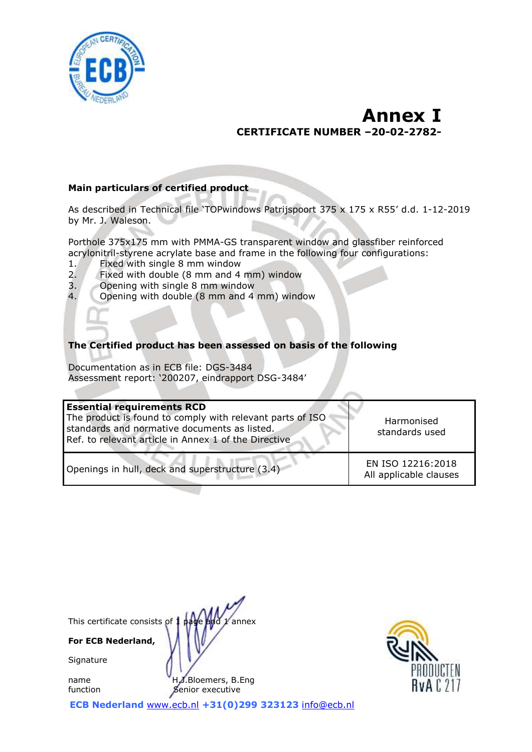# Annex I

**CERTIFICATE NUMBER –20-02-2782-**

**Main particulars of certified product**

As described in Technical file 'TOPwindows Patrijspoort 375 x 175 x R55' d.d. 1-12-2019 by Mr. J. Waleson.

Porthole 375x175 mm with PMMA-GS transparent window and glassfiber reinforced acrylonitril-styrene acrylate base and frame in the following four configurations:

1. Fixed with single 8 mm window
2. Fixed with double (8 mm and 4 mm) window
3. Opening with single 8 mm window
4. Opening with double (8 mm and 4 mm) window

**The Certified product has been assessed on basis of the following**

Documentation as in ECB file: DGS-3484
Assessment report: '200207, eindrapport DSG-3484'

| **Essential requirements RCD**<br>The product is found to comply with relevant parts of ISO standards and normative documents as listed.<br>Ref. to relevant article in Annex 1 of the Directive | Harmonised standards used |
|---|---|
| Openings in hull, deck and superstructure (3.4) | EN ISO 12216:2018<br>All applicable clauses |

This certificate consists of 1 page and 1 annex

**For ECB Nederland,**

Signature

name H.J.Bloemers, B.Eng
function Senior executive

**ECB Nederland** www.ecb.nl **+31(0)299 323123** info@ecb.nl

PRODUCTEN RvA C 217